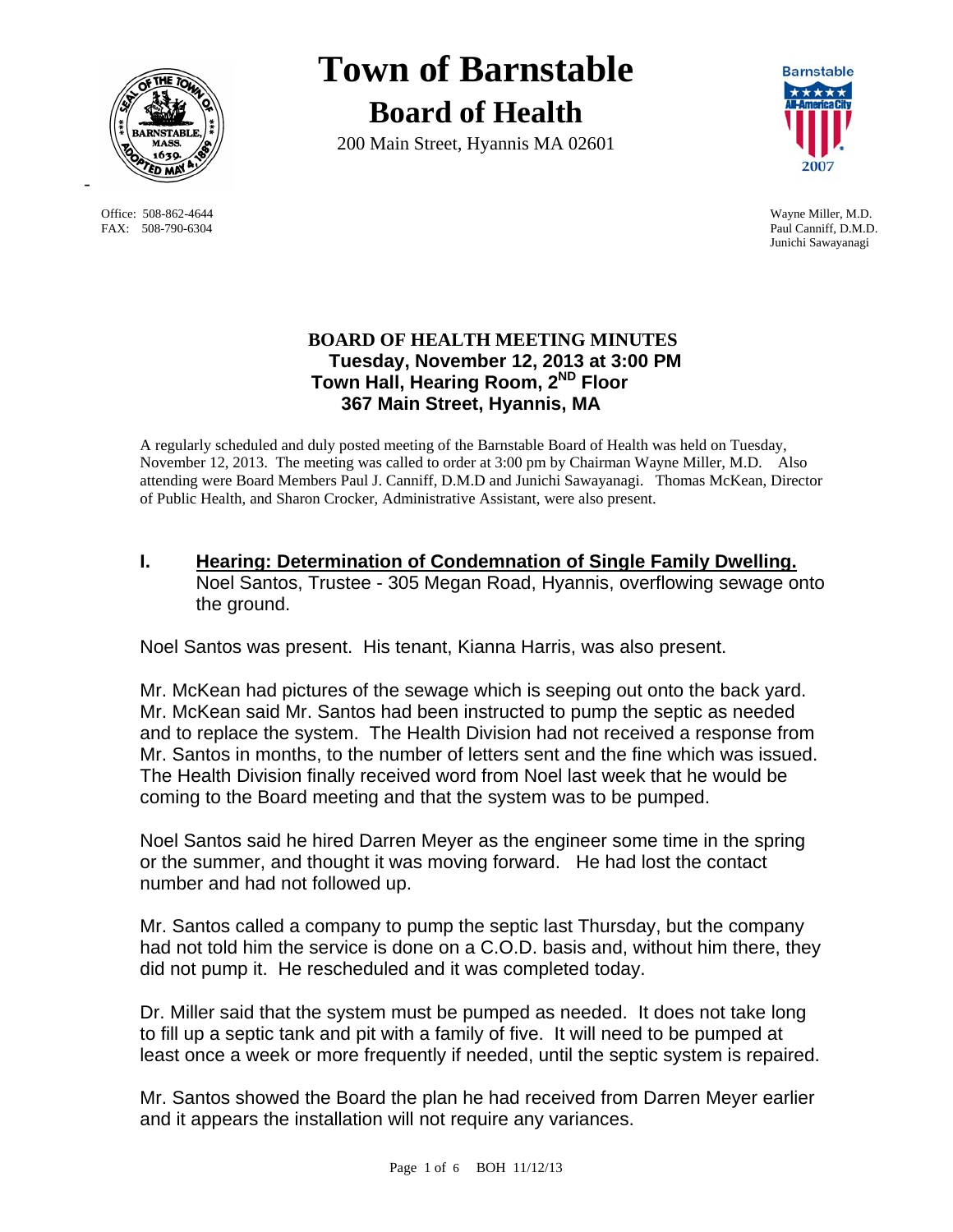# Town of Barnstable

## Board of Health

200 Main Street, Hyannis MA 02601

Office: 508-862-4644
FAX: 508-790-6304

Wayne Miller, M.D.
Paul Canniff, D.M.D.
Junichi Sawayanagi

### BOARD OF HEALTH MEETING MINUTES
**Tuesday, November 12, 2013 at 3:00 PM**
**Town Hall, Hearing Room, 2ND Floor**
**367 Main Street, Hyannis, MA**

A regularly scheduled and duly posted meeting of the Barnstable Board of Health was held on Tuesday, November 12, 2013. The meeting was called to order at 3:00 pm by Chairman Wayne Miller, M.D. Also attending were Board Members Paul J. Canniff, D.M.D and Junichi Sawayanagi. Thomas McKean, Director of Public Health, and Sharon Crocker, Administrative Assistant, were also present.

## I. Hearing: Determination of Condemnation of Single Family Dwelling.

Noel Santos, Trustee - 305 Megan Road, Hyannis, overflowing sewage onto the ground.

Noel Santos was present. His tenant, Kianna Harris, was also present.

Mr. McKean had pictures of the sewage which is seeping out onto the back yard. Mr. McKean said Mr. Santos had been instructed to pump the septic as needed and to replace the system. The Health Division had not received a response from Mr. Santos in months, to the number of letters sent and the fine which was issued. The Health Division finally received word from Noel last week that he would be coming to the Board meeting and that the system was to be pumped.

Noel Santos said he hired Darren Meyer as the engineer some time in the spring or the summer, and thought it was moving forward. He had lost the contact number and had not followed up.

Mr. Santos called a company to pump the septic last Thursday, but the company had not told him the service is done on a C.O.D. basis and, without him there, they did not pump it. He rescheduled and it was completed today.

Dr. Miller said that the system must be pumped as needed. It does not take long to fill up a septic tank and pit with a family of five. It will need to be pumped at least once a week or more frequently if needed, until the septic system is repaired.

Mr. Santos showed the Board the plan he had received from Darren Meyer earlier and it appears the installation will not require any variances.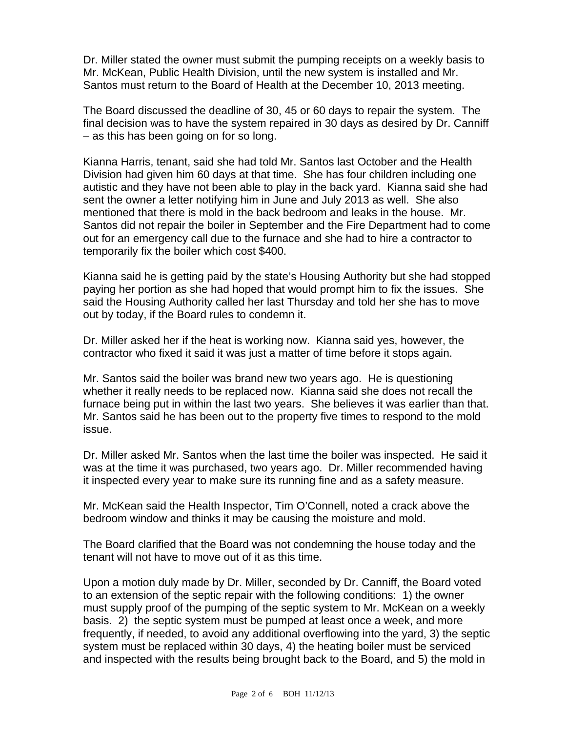Dr. Miller stated the owner must submit the pumping receipts on a weekly basis to Mr. McKean, Public Health Division, until the new system is installed and Mr. Santos must return to the Board of Health at the December 10, 2013 meeting.

The Board discussed the deadline of 30, 45 or 60 days to repair the system. The final decision was to have the system repaired in 30 days as desired by Dr. Canniff – as this has been going on for so long.

Kianna Harris, tenant, said she had told Mr. Santos last October and the Health Division had given him 60 days at that time. She has four children including one autistic and they have not been able to play in the back yard. Kianna said she had sent the owner a letter notifying him in June and July 2013 as well. She also mentioned that there is mold in the back bedroom and leaks in the house. Mr. Santos did not repair the boiler in September and the Fire Department had to come out for an emergency call due to the furnace and she had to hire a contractor to temporarily fix the boiler which cost $400.

Kianna said he is getting paid by the state's Housing Authority but she had stopped paying her portion as she had hoped that would prompt him to fix the issues. She said the Housing Authority called her last Thursday and told her she has to move out by today, if the Board rules to condemn it.

Dr. Miller asked her if the heat is working now. Kianna said yes, however, the contractor who fixed it said it was just a matter of time before it stops again.

Mr. Santos said the boiler was brand new two years ago. He is questioning whether it really needs to be replaced now. Kianna said she does not recall the furnace being put in within the last two years. She believes it was earlier than that. Mr. Santos said he has been out to the property five times to respond to the mold issue.

Dr. Miller asked Mr. Santos when the last time the boiler was inspected. He said it was at the time it was purchased, two years ago. Dr. Miller recommended having it inspected every year to make sure its running fine and as a safety measure.

Mr. McKean said the Health Inspector, Tim O'Connell, noted a crack above the bedroom window and thinks it may be causing the moisture and mold.

The Board clarified that the Board was not condemning the house today and the tenant will not have to move out of it as this time.

Upon a motion duly made by Dr. Miller, seconded by Dr. Canniff, the Board voted to an extension of the septic repair with the following conditions: 1) the owner must supply proof of the pumping of the septic system to Mr. McKean on a weekly basis. 2) the septic system must be pumped at least once a week, and more frequently, if needed, to avoid any additional overflowing into the yard, 3) the septic system must be replaced within 30 days, 4) the heating boiler must be serviced and inspected with the results being brought back to the Board, and 5) the mold in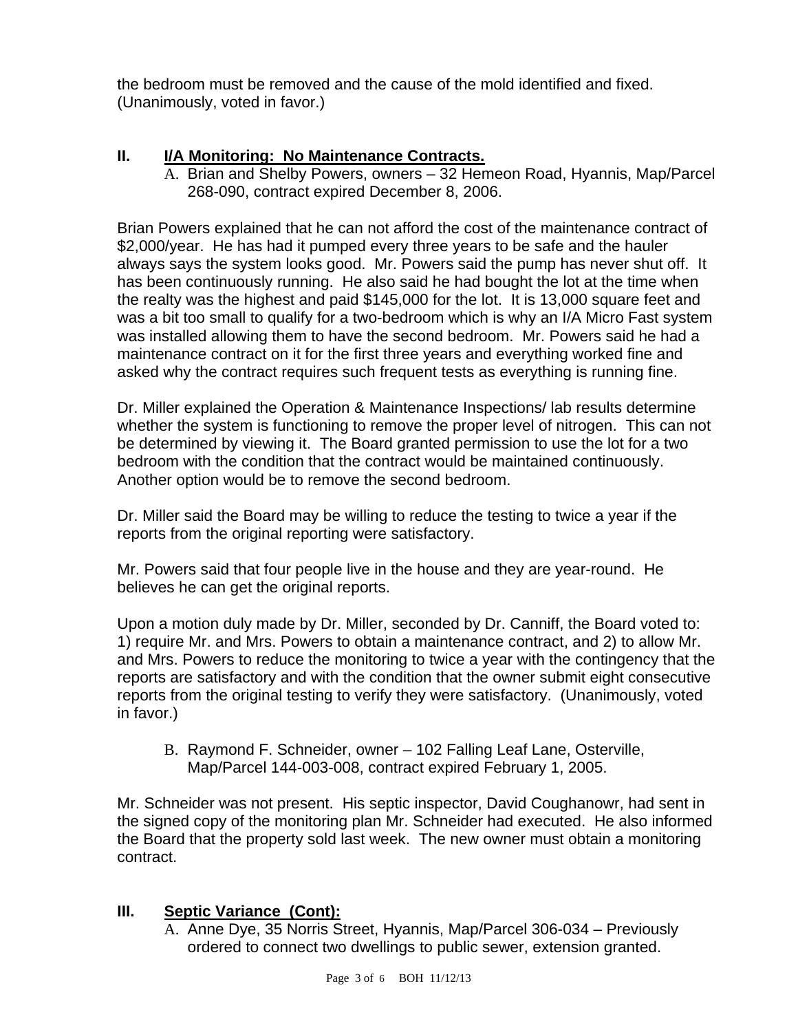the bedroom must be removed and the cause of the mold identified and fixed. (Unanimously, voted in favor.)

## II. <u>I/A Monitoring: No Maintenance Contracts.</u>

A. Brian and Shelby Powers, owners – 32 Hemeon Road, Hyannis, Map/Parcel 268-090, contract expired December 8, 2006.

Brian Powers explained that he can not afford the cost of the maintenance contract of $2,000/year. He has had it pumped every three years to be safe and the hauler always says the system looks good. Mr. Powers said the pump has never shut off. It has been continuously running. He also said he had bought the lot at the time when the realty was the highest and paid $145,000 for the lot. It is 13,000 square feet and was a bit too small to qualify for a two-bedroom which is why an I/A Micro Fast system was installed allowing them to have the second bedroom. Mr. Powers said he had a maintenance contract on it for the first three years and everything worked fine and asked why the contract requires such frequent tests as everything is running fine.

Dr. Miller explained the Operation & Maintenance Inspections/ lab results determine whether the system is functioning to remove the proper level of nitrogen. This can not be determined by viewing it. The Board granted permission to use the lot for a two bedroom with the condition that the contract would be maintained continuously. Another option would be to remove the second bedroom.

Dr. Miller said the Board may be willing to reduce the testing to twice a year if the reports from the original reporting were satisfactory.

Mr. Powers said that four people live in the house and they are year-round. He believes he can get the original reports.

Upon a motion duly made by Dr. Miller, seconded by Dr. Canniff, the Board voted to: 1) require Mr. and Mrs. Powers to obtain a maintenance contract, and 2) to allow Mr. and Mrs. Powers to reduce the monitoring to twice a year with the contingency that the reports are satisfactory and with the condition that the owner submit eight consecutive reports from the original testing to verify they were satisfactory. (Unanimously, voted in favor.)

B. Raymond F. Schneider, owner – 102 Falling Leaf Lane, Osterville, Map/Parcel 144-003-008, contract expired February 1, 2005.

Mr. Schneider was not present. His septic inspector, David Coughanowr, had sent in the signed copy of the monitoring plan Mr. Schneider had executed. He also informed the Board that the property sold last week. The new owner must obtain a monitoring contract.

## III. <u>Septic Variance (Cont):</u>

A. Anne Dye, 35 Norris Street, Hyannis, Map/Parcel 306-034 – Previously ordered to connect two dwellings to public sewer, extension granted.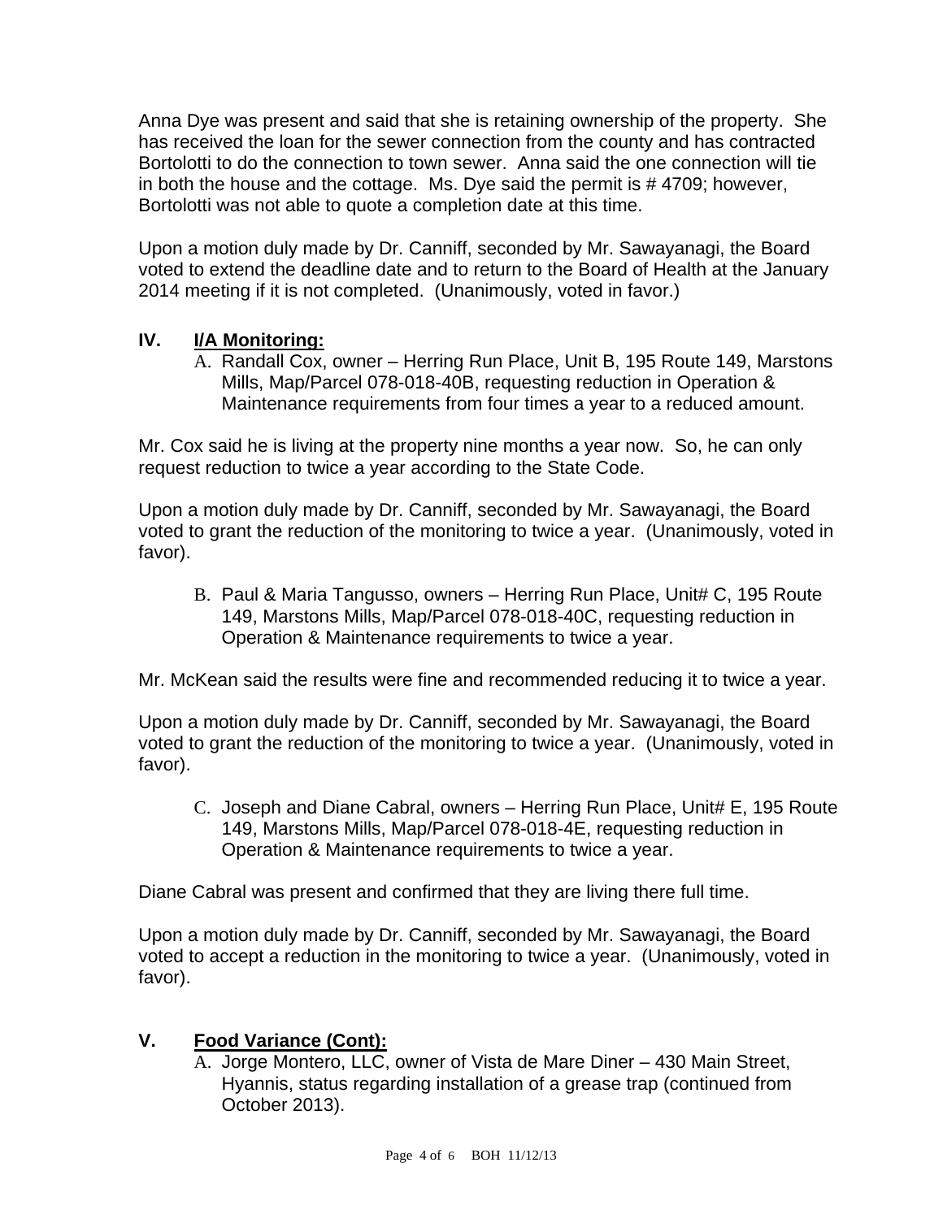Anna Dye was present and said that she is retaining ownership of the property. She has received the loan for the sewer connection from the county and has contracted Bortolotti to do the connection to town sewer. Anna said the one connection will tie in both the house and the cottage. Ms. Dye said the permit is # 4709; however, Bortolotti was not able to quote a completion date at this time.

Upon a motion duly made by Dr. Canniff, seconded by Mr. Sawayanagi, the Board voted to extend the deadline date and to return to the Board of Health at the January 2014 meeting if it is not completed. (Unanimously, voted in favor.)

## IV. I/A Monitoring:

A. Randall Cox, owner – Herring Run Place, Unit B, 195 Route 149, Marstons Mills, Map/Parcel 078-018-40B, requesting reduction in Operation & Maintenance requirements from four times a year to a reduced amount.

Mr. Cox said he is living at the property nine months a year now. So, he can only request reduction to twice a year according to the State Code.

Upon a motion duly made by Dr. Canniff, seconded by Mr. Sawayanagi, the Board voted to grant the reduction of the monitoring to twice a year. (Unanimously, voted in favor).

B. Paul & Maria Tangusso, owners – Herring Run Place, Unit# C, 195 Route 149, Marstons Mills, Map/Parcel 078-018-40C, requesting reduction in Operation & Maintenance requirements to twice a year.

Mr. McKean said the results were fine and recommended reducing it to twice a year.

Upon a motion duly made by Dr. Canniff, seconded by Mr. Sawayanagi, the Board voted to grant the reduction of the monitoring to twice a year. (Unanimously, voted in favor).

C. Joseph and Diane Cabral, owners – Herring Run Place, Unit# E, 195 Route 149, Marstons Mills, Map/Parcel 078-018-4E, requesting reduction in Operation & Maintenance requirements to twice a year.

Diane Cabral was present and confirmed that they are living there full time.

Upon a motion duly made by Dr. Canniff, seconded by Mr. Sawayanagi, the Board voted to accept a reduction in the monitoring to twice a year. (Unanimously, voted in favor).

## V. Food Variance (Cont):

A. Jorge Montero, LLC, owner of Vista de Mare Diner – 430 Main Street, Hyannis, status regarding installation of a grease trap (continued from October 2013).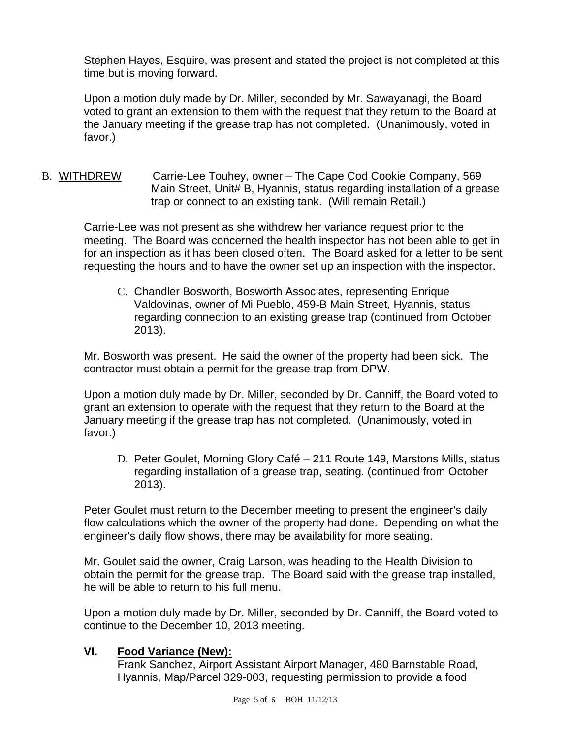Stephen Hayes, Esquire, was present and stated the project is not completed at this time but is moving forward.

Upon a motion duly made by Dr. Miller, seconded by Mr. Sawayanagi, the Board voted to grant an extension to them with the request that they return to the Board at the January meeting if the grease trap has not completed. (Unanimously, voted in favor.)

B. WITHDREW Carrie-Lee Touhey, owner – The Cape Cod Cookie Company, 569 Main Street, Unit# B, Hyannis, status regarding installation of a grease trap or connect to an existing tank. (Will remain Retail.)

Carrie-Lee was not present as she withdrew her variance request prior to the meeting. The Board was concerned the health inspector has not been able to get in for an inspection as it has been closed often. The Board asked for a letter to be sent requesting the hours and to have the owner set up an inspection with the inspector.

C. Chandler Bosworth, Bosworth Associates, representing Enrique Valdovinas, owner of Mi Pueblo, 459-B Main Street, Hyannis, status regarding connection to an existing grease trap (continued from October 2013).

Mr. Bosworth was present. He said the owner of the property had been sick. The contractor must obtain a permit for the grease trap from DPW.

Upon a motion duly made by Dr. Miller, seconded by Dr. Canniff, the Board voted to grant an extension to operate with the request that they return to the Board at the January meeting if the grease trap has not completed. (Unanimously, voted in favor.)

D. Peter Goulet, Morning Glory Café – 211 Route 149, Marstons Mills, status regarding installation of a grease trap, seating. (continued from October 2013).

Peter Goulet must return to the December meeting to present the engineer's daily flow calculations which the owner of the property had done. Depending on what the engineer's daily flow shows, there may be availability for more seating.

Mr. Goulet said the owner, Craig Larson, was heading to the Health Division to obtain the permit for the grease trap. The Board said with the grease trap installed, he will be able to return to his full menu.

Upon a motion duly made by Dr. Miller, seconded by Dr. Canniff, the Board voted to continue to the December 10, 2013 meeting.

## VI. Food Variance (New):

Frank Sanchez, Airport Assistant Airport Manager, 480 Barnstable Road, Hyannis, Map/Parcel 329-003, requesting permission to provide a food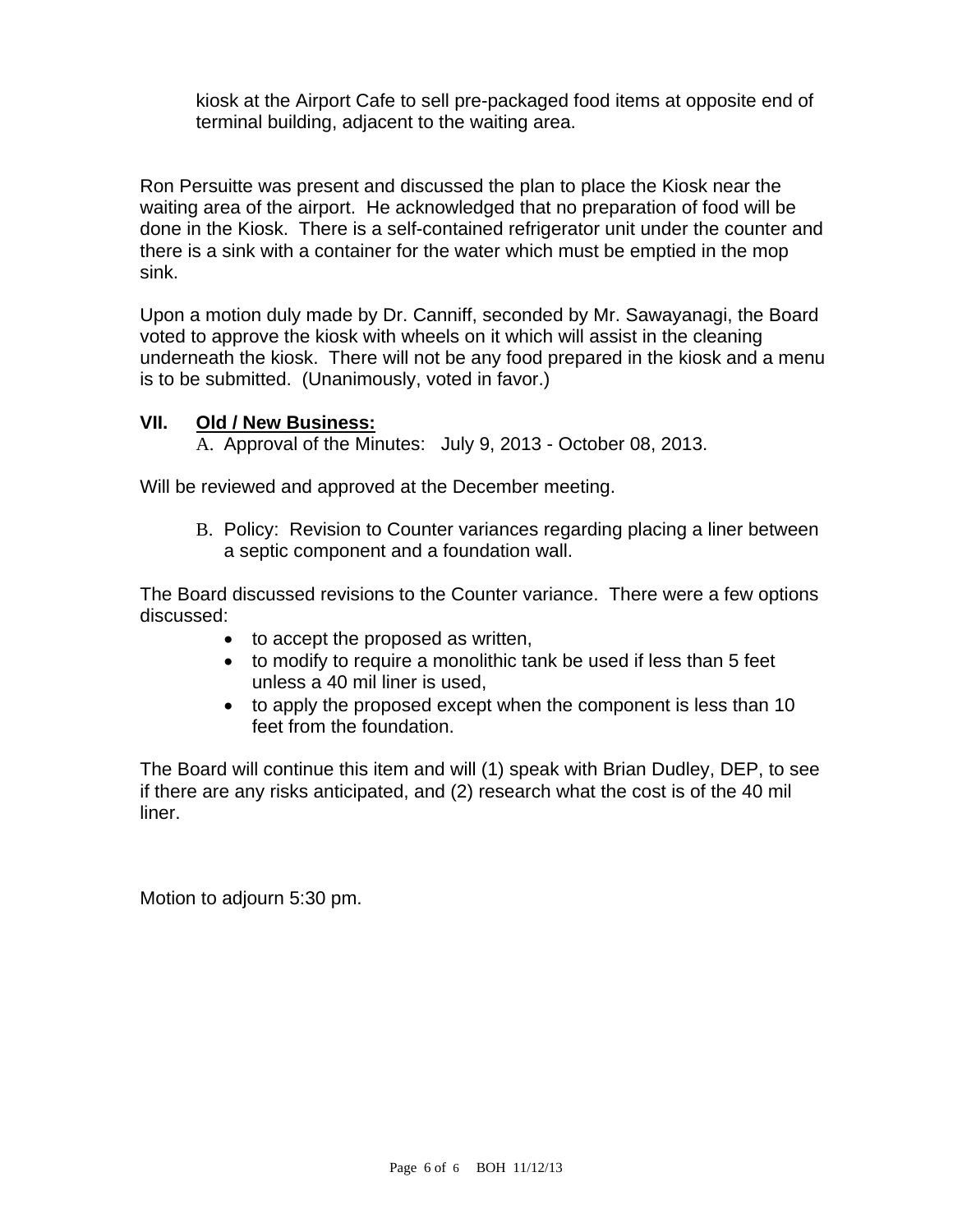kiosk at the Airport Cafe to sell pre-packaged food items at opposite end of terminal building, adjacent to the waiting area.

Ron Persuitte was present and discussed the plan to place the Kiosk near the waiting area of the airport. He acknowledged that no preparation of food will be done in the Kiosk. There is a self-contained refrigerator unit under the counter and there is a sink with a container for the water which must be emptied in the mop sink.

Upon a motion duly made by Dr. Canniff, seconded by Mr. Sawayanagi, the Board voted to approve the kiosk with wheels on it which will assist in the cleaning underneath the kiosk. There will not be any food prepared in the kiosk and a menu is to be submitted. (Unanimously, voted in favor.)

## VII. Old / New Business:

A. Approval of the Minutes: July 9, 2013 - October 08, 2013.

Will be reviewed and approved at the December meeting.

B. Policy: Revision to Counter variances regarding placing a liner between a septic component and a foundation wall.

The Board discussed revisions to the Counter variance. There were a few options discussed:

- to accept the proposed as written,
- to modify to require a monolithic tank be used if less than 5 feet unless a 40 mil liner is used,
- to apply the proposed except when the component is less than 10 feet from the foundation.

The Board will continue this item and will (1) speak with Brian Dudley, DEP, to see if there are any risks anticipated, and (2) research what the cost is of the 40 mil liner.

Motion to adjourn 5:30 pm.